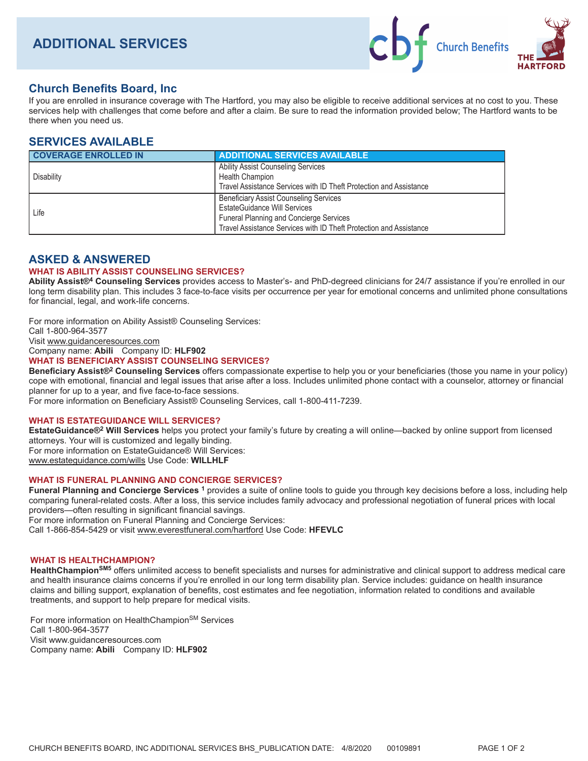# ADDITIONAL SERVICES

## Church Benefits Board, Inc

If you are enrolled in insurance coverage with The Hartford, you may also be eligible to receive additional services at no cost to you. These services help with challenges that come before and after a claim. Be sure to read the information provided below; The Hartford wants to be there when you need us.

## SERVICES AVAILABLE

| COVERAGE ENROLLED IN | ADDITIONAL SERVICES AVAILABLE |
|---|---|
| Disability | Ability Assist Counseling Services<br>Health Champion<br>Travel Assistance Services with ID Theft Protection and Assistance |
| Life | Beneficiary Assist Counseling Services<br>EstateGuidance Will Services<br>Funeral Planning and Concierge Services<br>Travel Assistance Services with ID Theft Protection and Assistance |

## ASKED & ANSWERED

### WHAT IS ABILITY ASSIST COUNSELING SERVICES?

**Ability Assist®[4] Counseling Services** provides access to Master's- and PhD-degreed clinicians for 24/7 assistance if you're enrolled in our long term disability plan. This includes 3 face-to-face visits per occurrence per year for emotional concerns and unlimited phone consultations for financial, legal, and work-life concerns.

For more information on Ability Assist® Counseling Services:
Call 1-800-964-3577
Visit www.guidanceresources.com
Company name: **Abili** Company ID: **HLF902**

### WHAT IS BENEFICIARY ASSIST COUNSELING SERVICES?

**Beneficiary Assist®[2] Counseling Services** offers compassionate expertise to help you or your beneficiaries (those you name in your policy) cope with emotional, financial and legal issues that arise after a loss. Includes unlimited phone contact with a counselor, attorney or financial planner for up to a year, and five face-to-face sessions.
For more information on Beneficiary Assist® Counseling Services, call 1-800-411-7239.

### WHAT IS ESTATEGUIDANCE WILL SERVICES?

**EstateGuidance®[2] Will Services** helps you protect your family's future by creating a will online—backed by online support from licensed attorneys. Your will is customized and legally binding.
For more information on EstateGuidance® Will Services:
www.estateguidance.com/wills Use Code: **WILLHLF**

### WHAT IS FUNERAL PLANNING AND CONCIERGE SERVICES?

**Funeral Planning and Concierge Services [1]** provides a suite of online tools to guide you through key decisions before a loss, including help comparing funeral-related costs. After a loss, this service includes family advocacy and professional negotiation of funeral prices with local providers—often resulting in significant financial savings.
For more information on Funeral Planning and Concierge Services:
Call 1-866-854-5429 or visit www.everestfuneral.com/hartford Use Code: **HFEVLC**

### WHAT IS HEALTHCHAMPION?

**HealthChampion[SM5]** offers unlimited access to benefit specialists and nurses for administrative and clinical support to address medical care and health insurance claims concerns if you're enrolled in our long term disability plan. Service includes: guidance on health insurance claims and billing support, explanation of benefits, cost estimates and fee negotiation, information related to conditions and available treatments, and support to help prepare for medical visits.

For more information on HealthChampion[SM] Services
Call 1-800-964-3577
Visit www.guidanceresources.com
Company name: **Abili** Company ID: **HLF902**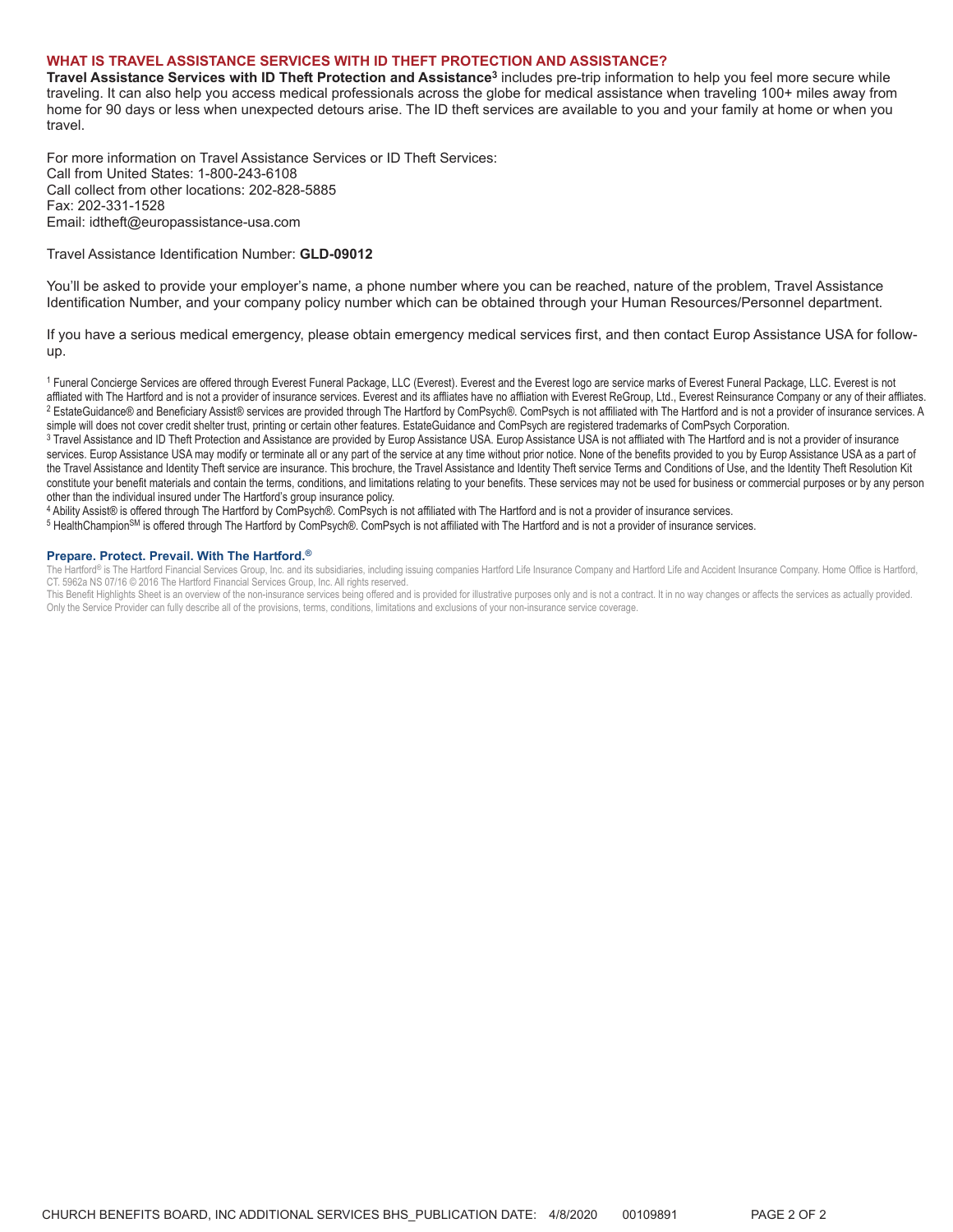## WHAT IS TRAVEL ASSISTANCE SERVICES WITH ID THEFT PROTECTION AND ASSISTANCE?

**Travel Assistance Services with ID Theft Protection and Assistance[3]** includes pre-trip information to help you feel more secure while traveling. It can also help you access medical professionals across the globe for medical assistance when traveling 100+ miles away from home for 90 days or less when unexpected detours arise. The ID theft services are available to you and your family at home or when you travel.

For more information on Travel Assistance Services or ID Theft Services:
Call from United States: 1-800-243-6108
Call collect from other locations: 202-828-5885
Fax: 202-331-1528
Email: idtheft@europassistance-usa.com

Travel Assistance Identification Number: **GLD-09012**

You'll be asked to provide your employer's name, a phone number where you can be reached, nature of the problem, Travel Assistance Identification Number, and your company policy number which can be obtained through your Human Resources/Personnel department.

If you have a serious medical emergency, please obtain emergency medical services first, and then contact Europ Assistance USA for follow-up.

[1] Funeral Concierge Services are offered through Everest Funeral Package, LLC (Everest). Everest and the Everest logo are service marks of Everest Funeral Package, LLC. Everest is not affliated with The Hartford and is not a provider of insurance services. Everest and its affliates have no affliation with Everest ReGroup, Ltd., Everest Reinsurance Company or any of their affliates.
[2] EstateGuidance® and Beneficiary Assist® services are provided through The Hartford by ComPsych®. ComPsych is not affiliated with The Hartford and is not a provider of insurance services. A simple will does not cover credit shelter trust, printing or certain other features. EstateGuidance and ComPsych are registered trademarks of ComPsych Corporation.
[3] Travel Assistance and ID Theft Protection and Assistance are provided by Europ Assistance USA. Europ Assistance USA is not affliated with The Hartford and is not a provider of insurance services. Europ Assistance USA may modify or terminate all or any part of the service at any time without prior notice. None of the benefits provided to you by Europ Assistance USA as a part of the Travel Assistance and Identity Theft service are insurance. This brochure, the Travel Assistance and Identity Theft service Terms and Conditions of Use, and the Identity Theft Resolution Kit constitute your benefit materials and contain the terms, conditions, and limitations relating to your benefits. These services may not be used for business or commercial purposes or by any person other than the individual insured under The Hartford's group insurance policy.
[4] Ability Assist® is offered through The Hartford by ComPsych®. ComPsych is not affiliated with The Hartford and is not a provider of insurance services.
[5] HealthChampion[SM] is offered through The Hartford by ComPsych®. ComPsych is not affiliated with The Hartford and is not a provider of insurance services.

**Prepare. Protect. Prevail. With The Hartford.®**

The Hartford® is The Hartford Financial Services Group, Inc. and its subsidiaries, including issuing companies Hartford Life Insurance Company and Hartford Life and Accident Insurance Company. Home Office is Hartford, CT. 5962a NS 07/16 © 2016 The Hartford Financial Services Group, Inc. All rights reserved.
This Benefit Highlights Sheet is an overview of the non-insurance services being offered and is provided for illustrative purposes only and is not a contract. It in no way changes or affects the services as actually provided. Only the Service Provider can fully describe all of the provisions, terms, conditions, limitations and exclusions of your non-insurance service coverage.